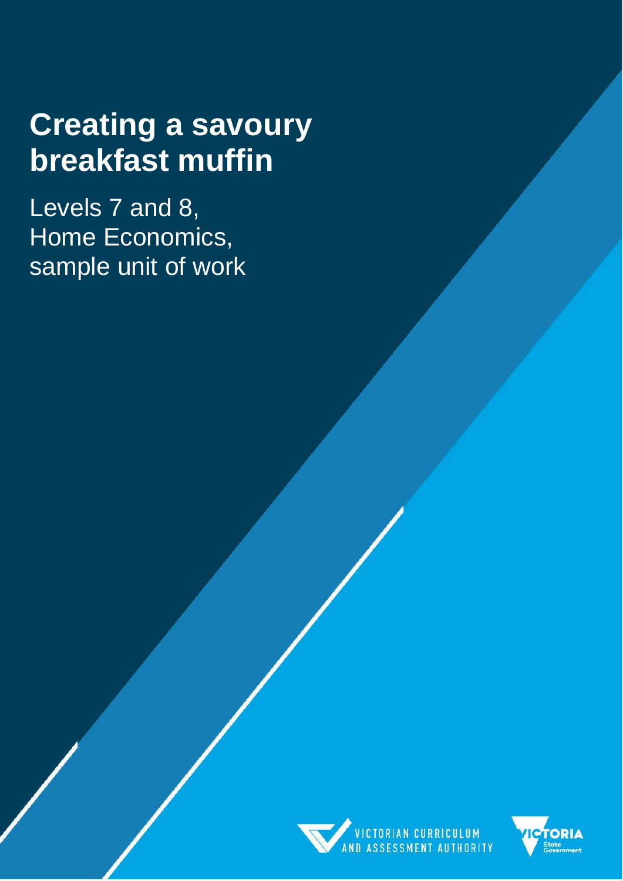# Creating a savoury breakfast muffin

Levels 7 and 8,
Home Economics,
sample unit of work

VICTORIAN CURRICULUM AND ASSESSMENT AUTHORITY

VICTORIA State Government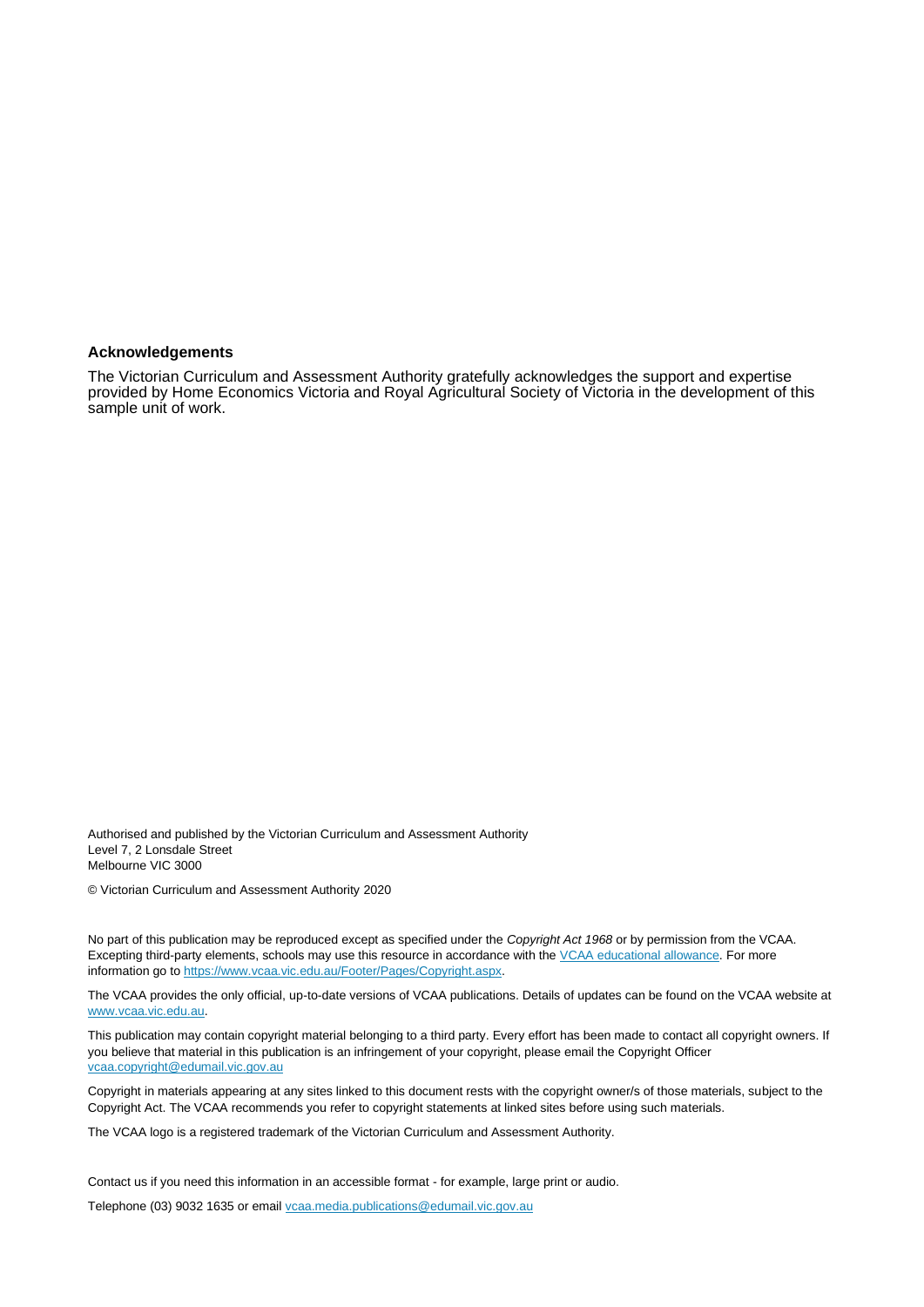### Acknowledgements

The Victorian Curriculum and Assessment Authority gratefully acknowledges the support and expertise provided by Home Economics Victoria and Royal Agricultural Society of Victoria in the development of this sample unit of work.

Authorised and published by the Victorian Curriculum and Assessment Authority
Level 7, 2 Lonsdale Street
Melbourne VIC 3000

© Victorian Curriculum and Assessment Authority 2020

No part of this publication may be reproduced except as specified under the *Copyright Act 1968* or by permission from the VCAA. Excepting third-party elements, schools may use this resource in accordance with the [VCAA educational allowance](https://www.vcaa.vic.edu.au/Footer/Pages/Copyright.aspx). For more information go to [https://www.vcaa.vic.edu.au/Footer/Pages/Copyright.aspx](https://www.vcaa.vic.edu.au/Footer/Pages/Copyright.aspx).

The VCAA provides the only official, up-to-date versions of VCAA publications. Details of updates can be found on the VCAA website at [www.vcaa.vic.edu.au](http://www.vcaa.vic.edu.au).

This publication may contain copyright material belonging to a third party. Every effort has been made to contact all copyright owners. If you believe that material in this publication is an infringement of your copyright, please email the Copyright Officer [vcaa.copyright@edumail.vic.gov.au](mailto:vcaa.copyright@edumail.vic.gov.au)

Copyright in materials appearing at any sites linked to this document rests with the copyright owner/s of those materials, subject to the Copyright Act. The VCAA recommends you refer to copyright statements at linked sites before using such materials.

The VCAA logo is a registered trademark of the Victorian Curriculum and Assessment Authority.

Contact us if you need this information in an accessible format - for example, large print or audio.

Telephone (03) 9032 1635 or email [vcaa.media.publications@edumail.vic.gov.au](mailto:vcaa.media.publications@edumail.vic.gov.au)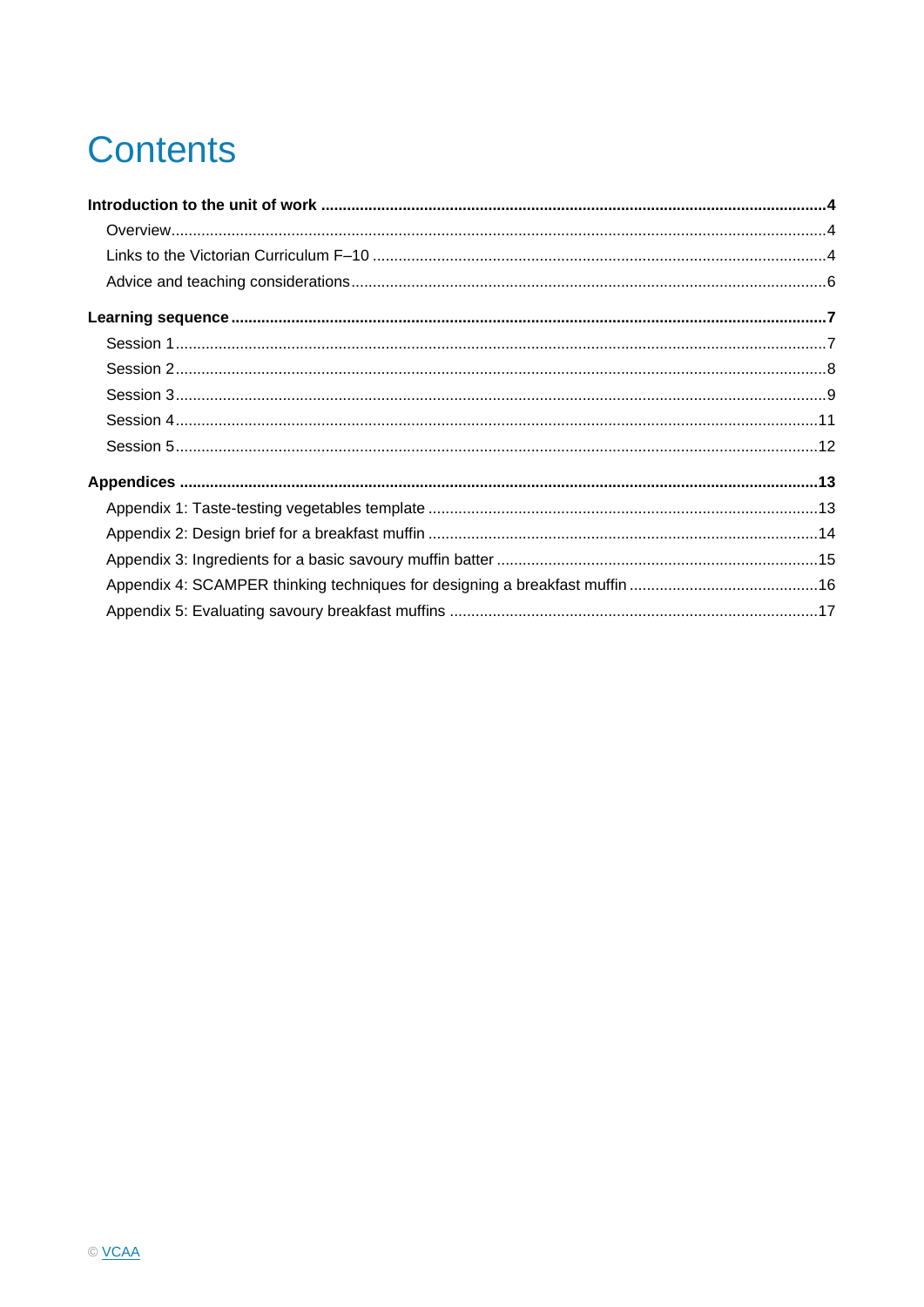# Contents

**Introduction to the unit of work** .......... **4**

- Overview .......... 4
- Links to the Victorian Curriculum F–10 .......... 4
- Advice and teaching considerations .......... 6

**Learning sequence** .......... **7**

- Session 1 .......... 7
- Session 2 .......... 8
- Session 3 .......... 9
- Session 4 .......... 11
- Session 5 .......... 12

**Appendices** .......... **13**

- Appendix 1: Taste-testing vegetables template .......... 13
- Appendix 2: Design brief for a breakfast muffin .......... 14
- Appendix 3: Ingredients for a basic savoury muffin batter .......... 15
- Appendix 4: SCAMPER thinking techniques for designing a breakfast muffin .......... 16
- Appendix 5: Evaluating savoury breakfast muffins .......... 17

© VCAA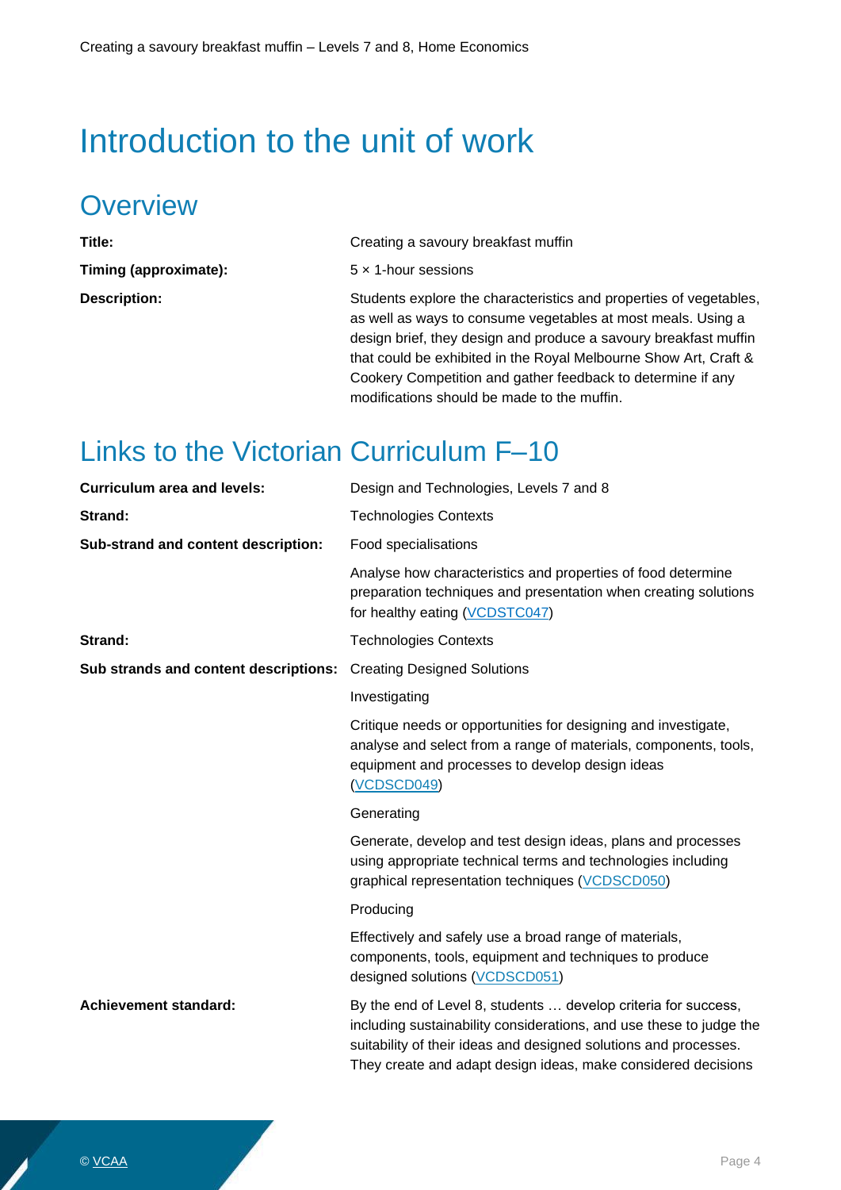# Introduction to the unit of work

## Overview

| | |
|---|---|
| **Title:** | Creating a savoury breakfast muffin |
| **Timing (approximate):** | 5 × 1-hour sessions |
| **Description:** | Students explore the characteristics and properties of vegetables, as well as ways to consume vegetables at most meals. Using a design brief, they design and produce a savoury breakfast muffin that could be exhibited in the Royal Melbourne Show Art, Craft & Cookery Competition and gather feedback to determine if any modifications should be made to the muffin. |

## Links to the Victorian Curriculum F–10

| | |
|---|---|
| **Curriculum area and levels:** | Design and Technologies, Levels 7 and 8 |
| **Strand:** | Technologies Contexts |
| **Sub-strand and content description:** | Food specialisations |
| | Analyse how characteristics and properties of food determine preparation techniques and presentation when creating solutions for healthy eating (VCDSTC047) |
| **Strand:** | Technologies Contexts |
| **Sub strands and content descriptions:** | Creating Designed Solutions |
| | Investigating |
| | Critique needs or opportunities for designing and investigate, analyse and select from a range of materials, components, tools, equipment and processes to develop design ideas (VCDSCD049) |
| | Generating |
| | Generate, develop and test design ideas, plans and processes using appropriate technical terms and technologies including graphical representation techniques (VCDSCD050) |
| | Producing |
| | Effectively and safely use a broad range of materials, components, tools, equipment and techniques to produce designed solutions (VCDSCD051) |
| **Achievement standard:** | By the end of Level 8, students … develop criteria for success, including sustainability considerations, and use these to judge the suitability of their ideas and designed solutions and processes. They create and adapt design ideas, make considered decisions |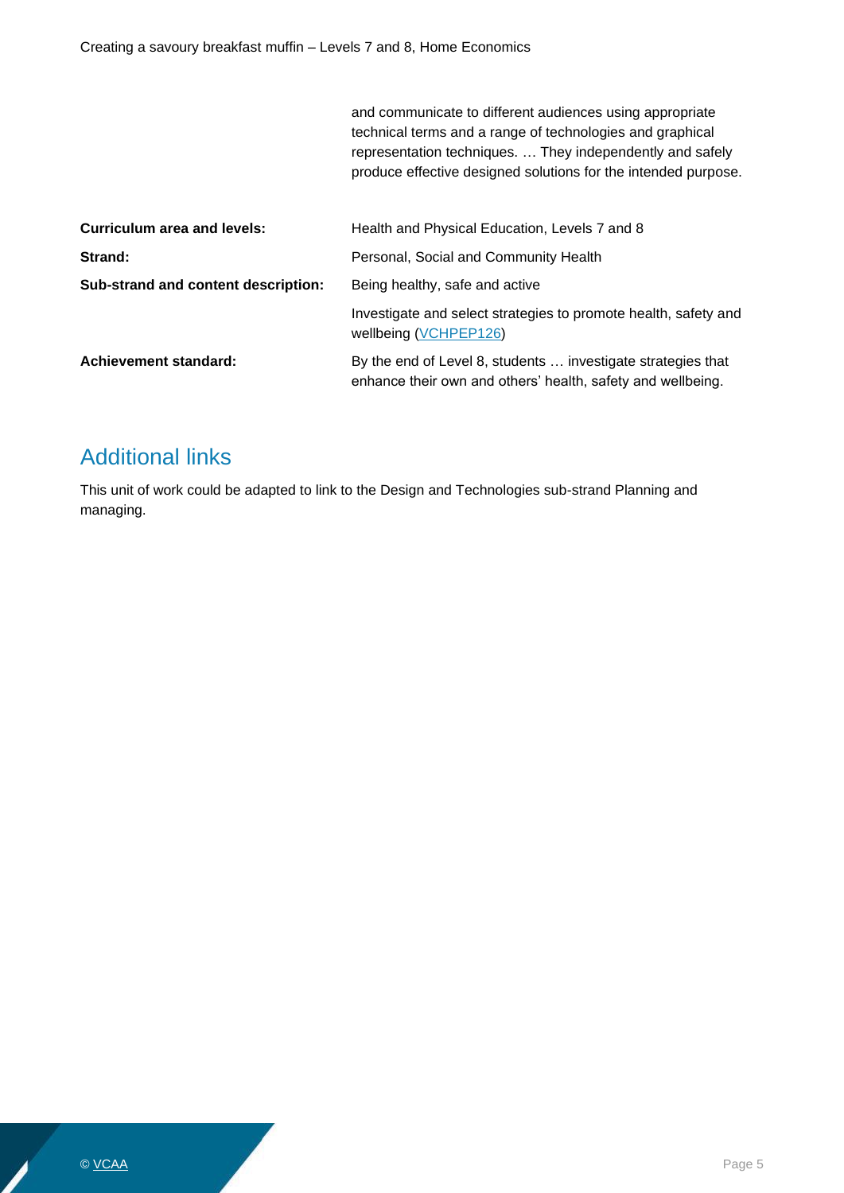| | |
|---|---|
| | and communicate to different audiences using appropriate technical terms and a range of technologies and graphical representation techniques. … They independently and safely produce effective designed solutions for the intended purpose. |
| **Curriculum area and levels:** | Health and Physical Education, Levels 7 and 8 |
| **Strand:** | Personal, Social and Community Health |
| **Sub-strand and content description:** | Being healthy, safe and active |
| | Investigate and select strategies to promote health, safety and wellbeing (VCHPEP126) |
| **Achievement standard:** | By the end of Level 8, students … investigate strategies that enhance their own and others' health, safety and wellbeing. |

## Additional links

This unit of work could be adapted to link to the Design and Technologies sub-strand Planning and managing.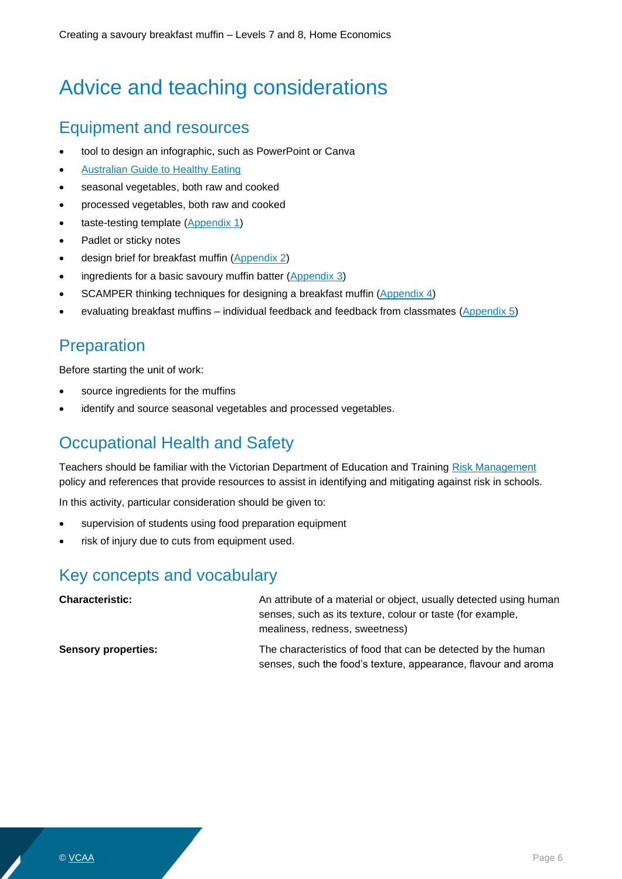# Advice and teaching considerations

## Equipment and resources

- tool to design an infographic, such as PowerPoint or Canva
- Australian Guide to Healthy Eating
- seasonal vegetables, both raw and cooked
- processed vegetables, both raw and cooked
- taste-testing template (Appendix 1)
- Padlet or sticky notes
- design brief for breakfast muffin (Appendix 2)
- ingredients for a basic savoury muffin batter (Appendix 3)
- SCAMPER thinking techniques for designing a breakfast muffin (Appendix 4)
- evaluating breakfast muffins – individual feedback and feedback from classmates (Appendix 5)

## Preparation

Before starting the unit of work:

- source ingredients for the muffins
- identify and source seasonal vegetables and processed vegetables.

## Occupational Health and Safety

Teachers should be familiar with the Victorian Department of Education and Training Risk Management policy and references that provide resources to assist in identifying and mitigating against risk in schools.

In this activity, particular consideration should be given to:

- supervision of students using food preparation equipment
- risk of injury due to cuts from equipment used.

## Key concepts and vocabulary

| | |
|---|---|
| **Characteristic:** | An attribute of a material or object, usually detected using human senses, such as its texture, colour or taste (for example, mealiness, redness, sweetness) |
| **Sensory properties:** | The characteristics of food that can be detected by the human senses, such the food's texture, appearance, flavour and aroma |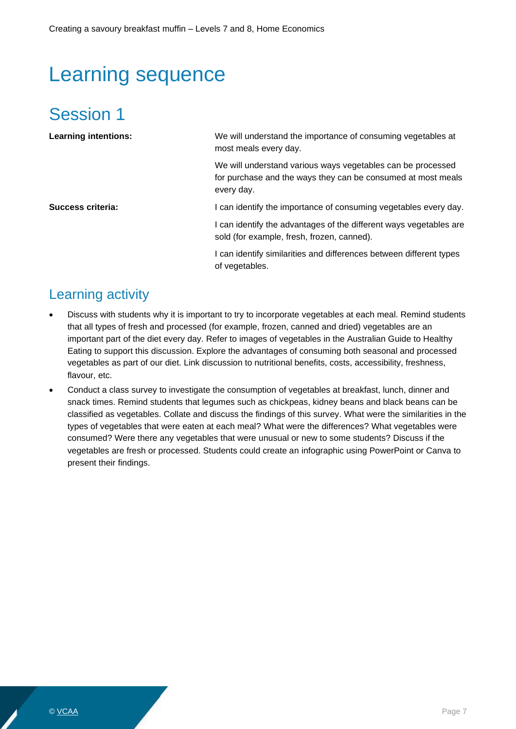# Learning sequence

## Session 1

| | |
|---|---|
| **Learning intentions:** | We will understand the importance of consuming vegetables at most meals every day. |
| | We will understand various ways vegetables can be processed for purchase and the ways they can be consumed at most meals every day. |
| **Success criteria:** | I can identify the importance of consuming vegetables every day. |
| | I can identify the advantages of the different ways vegetables are sold (for example, fresh, frozen, canned). |
| | I can identify similarities and differences between different types of vegetables. |

### Learning activity

- Discuss with students why it is important to try to incorporate vegetables at each meal. Remind students that all types of fresh and processed (for example, frozen, canned and dried) vegetables are an important part of the diet every day. Refer to images of vegetables in the Australian Guide to Healthy Eating to support this discussion. Explore the advantages of consuming both seasonal and processed vegetables as part of our diet. Link discussion to nutritional benefits, costs, accessibility, freshness, flavour, etc.
- Conduct a class survey to investigate the consumption of vegetables at breakfast, lunch, dinner and snack times. Remind students that legumes such as chickpeas, kidney beans and black beans can be classified as vegetables. Collate and discuss the findings of this survey. What were the similarities in the types of vegetables that were eaten at each meal? What were the differences? What vegetables were consumed? Were there any vegetables that were unusual or new to some students? Discuss if the vegetables are fresh or processed. Students could create an infographic using PowerPoint or Canva to present their findings.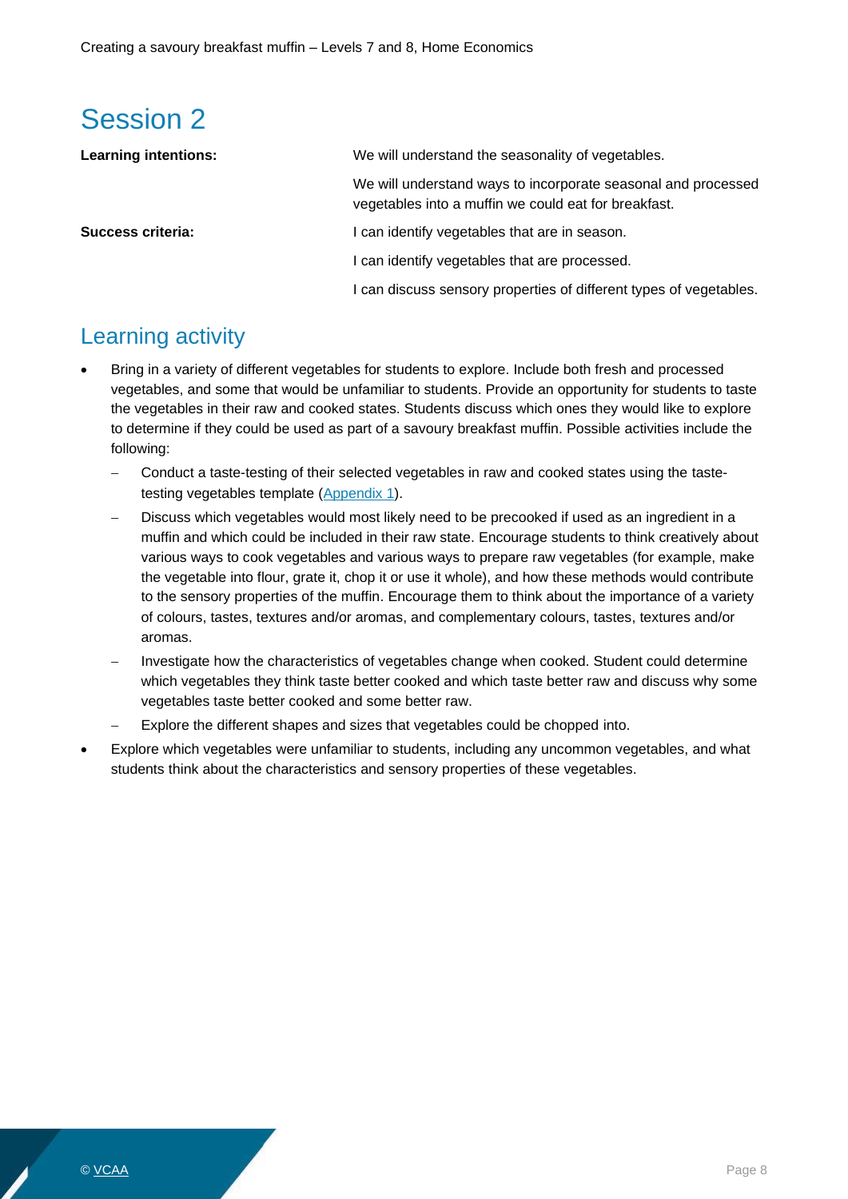# Session 2

| | |
|---|---|
| **Learning intentions:** | We will understand the seasonality of vegetables. |
| | We will understand ways to incorporate seasonal and processed vegetables into a muffin we could eat for breakfast. |
| **Success criteria:** | I can identify vegetables that are in season. |
| | I can identify vegetables that are processed. |
| | I can discuss sensory properties of different types of vegetables. |

## Learning activity

- Bring in a variety of different vegetables for students to explore. Include both fresh and processed vegetables, and some that would be unfamiliar to students. Provide an opportunity for students to taste the vegetables in their raw and cooked states. Students discuss which ones they would like to explore to determine if they could be used as part of a savoury breakfast muffin. Possible activities include the following:
  - Conduct a taste-testing of their selected vegetables in raw and cooked states using the taste-testing vegetables template (Appendix 1).
  - Discuss which vegetables would most likely need to be precooked if used as an ingredient in a muffin and which could be included in their raw state. Encourage students to think creatively about various ways to cook vegetables and various ways to prepare raw vegetables (for example, make the vegetable into flour, grate it, chop it or use it whole), and how these methods would contribute to the sensory properties of the muffin. Encourage them to think about the importance of a variety of colours, tastes, textures and/or aromas, and complementary colours, tastes, textures and/or aromas.
  - Investigate how the characteristics of vegetables change when cooked. Student could determine which vegetables they think taste better cooked and which taste better raw and discuss why some vegetables taste better cooked and some better raw.
  - Explore the different shapes and sizes that vegetables could be chopped into.
- Explore which vegetables were unfamiliar to students, including any uncommon vegetables, and what students think about the characteristics and sensory properties of these vegetables.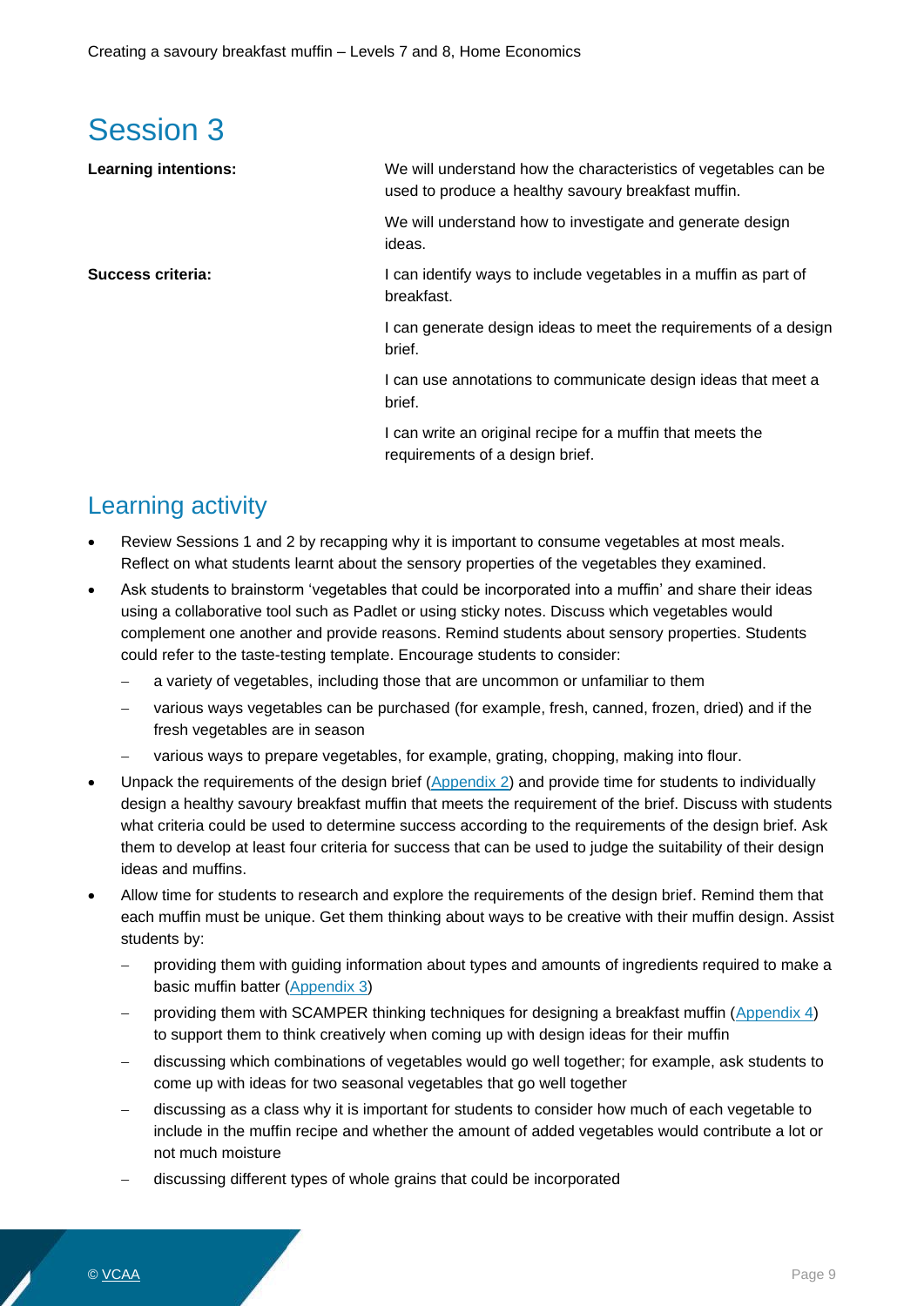# Session 3

| | |
|---|---|
| **Learning intentions:** | We will understand how the characteristics of vegetables can be used to produce a healthy savoury breakfast muffin. |
| | We will understand how to investigate and generate design ideas. |
| **Success criteria:** | I can identify ways to include vegetables in a muffin as part of breakfast. |
| | I can generate design ideas to meet the requirements of a design brief. |
| | I can use annotations to communicate design ideas that meet a brief. |
| | I can write an original recipe for a muffin that meets the requirements of a design brief. |

## Learning activity

- Review Sessions 1 and 2 by recapping why it is important to consume vegetables at most meals. Reflect on what students learnt about the sensory properties of the vegetables they examined.
- Ask students to brainstorm 'vegetables that could be incorporated into a muffin' and share their ideas using a collaborative tool such as Padlet or using sticky notes. Discuss which vegetables would complement one another and provide reasons. Remind students about sensory properties. Students could refer to the taste-testing template. Encourage students to consider:
  - a variety of vegetables, including those that are uncommon or unfamiliar to them
  - various ways vegetables can be purchased (for example, fresh, canned, frozen, dried) and if the fresh vegetables are in season
  - various ways to prepare vegetables, for example, grating, chopping, making into flour.
- Unpack the requirements of the design brief (Appendix 2) and provide time for students to individually design a healthy savoury breakfast muffin that meets the requirement of the brief. Discuss with students what criteria could be used to determine success according to the requirements of the design brief. Ask them to develop at least four criteria for success that can be used to judge the suitability of their design ideas and muffins.
- Allow time for students to research and explore the requirements of the design brief. Remind them that each muffin must be unique. Get them thinking about ways to be creative with their muffin design. Assist students by:
  - providing them with guiding information about types and amounts of ingredients required to make a basic muffin batter (Appendix 3)
  - providing them with SCAMPER thinking techniques for designing a breakfast muffin (Appendix 4) to support them to think creatively when coming up with design ideas for their muffin
  - discussing which combinations of vegetables would go well together; for example, ask students to come up with ideas for two seasonal vegetables that go well together
  - discussing as a class why it is important for students to consider how much of each vegetable to include in the muffin recipe and whether the amount of added vegetables would contribute a lot or not much moisture
  - discussing different types of whole grains that could be incorporated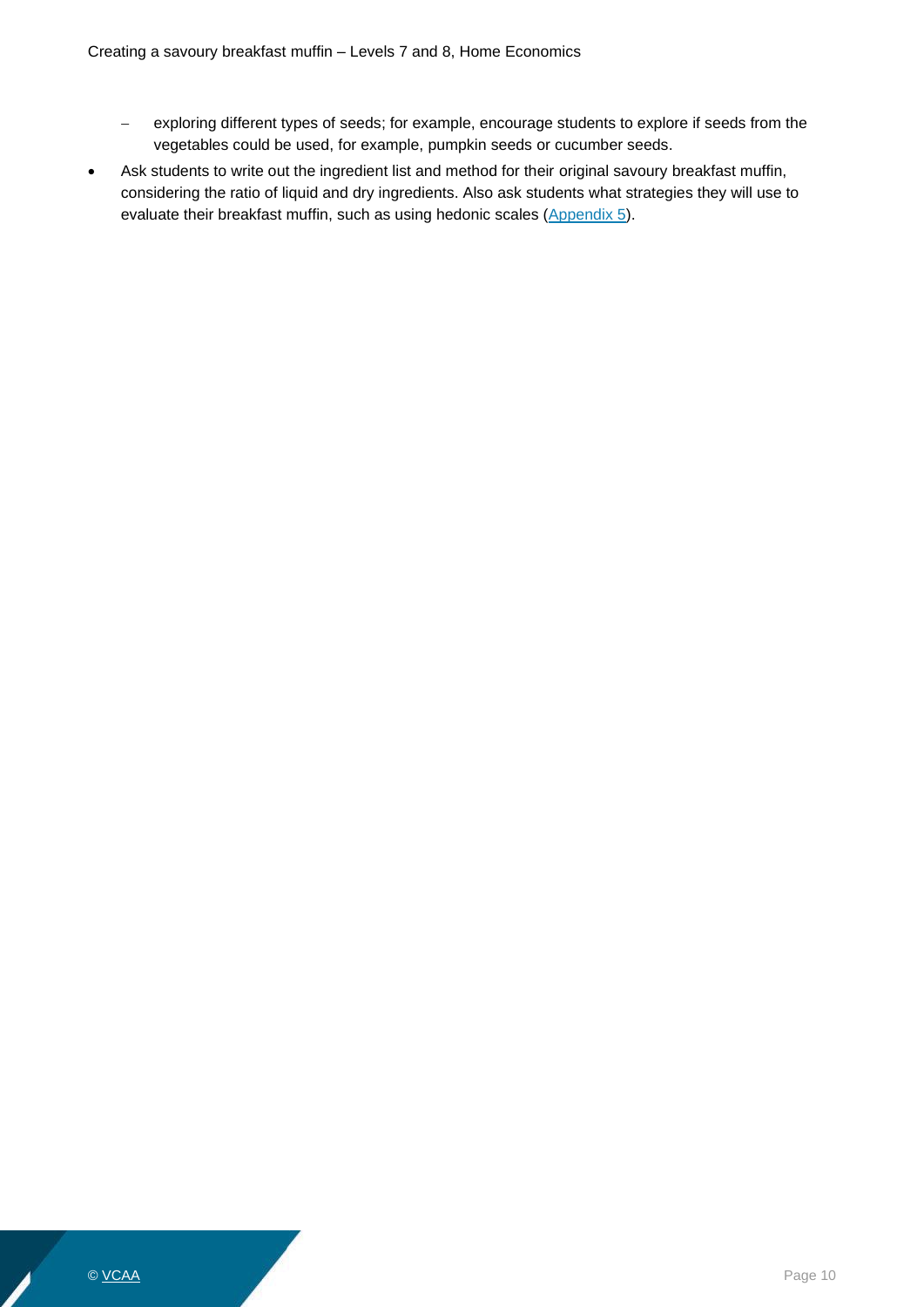- exploring different types of seeds; for example, encourage students to explore if seeds from the vegetables could be used, for example, pumpkin seeds or cucumber seeds.
- Ask students to write out the ingredient list and method for their original savoury breakfast muffin, considering the ratio of liquid and dry ingredients. Also ask students what strategies they will use to evaluate their breakfast muffin, such as using hedonic scales (Appendix 5).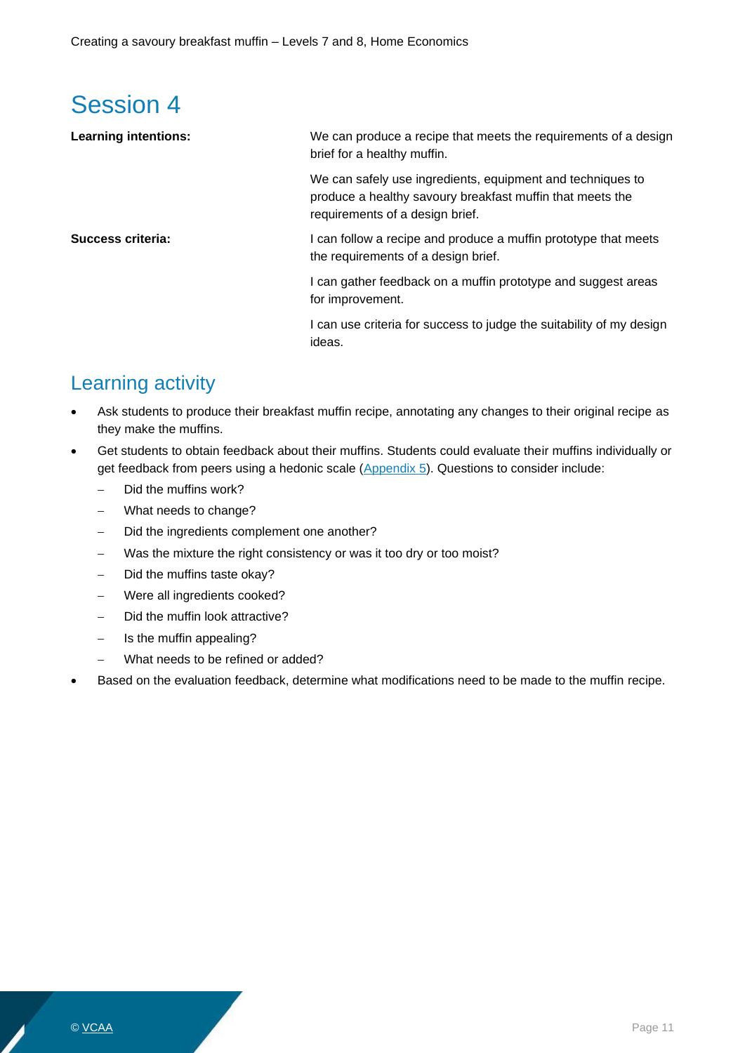## Session 4

**Learning intentions:**

We can produce a recipe that meets the requirements of a design brief for a healthy muffin.

We can safely use ingredients, equipment and techniques to produce a healthy savoury breakfast muffin that meets the requirements of a design brief.

**Success criteria:**

I can follow a recipe and produce a muffin prototype that meets the requirements of a design brief.

I can gather feedback on a muffin prototype and suggest areas for improvement.

I can use criteria for success to judge the suitability of my design ideas.

### Learning activity

- Ask students to produce their breakfast muffin recipe, annotating any changes to their original recipe as they make the muffins.
- Get students to obtain feedback about their muffins. Students could evaluate their muffins individually or get feedback from peers using a hedonic scale (Appendix 5). Questions to consider include:
  - Did the muffins work?
  - What needs to change?
  - Did the ingredients complement one another?
  - Was the mixture the right consistency or was it too dry or too moist?
  - Did the muffins taste okay?
  - Were all ingredients cooked?
  - Did the muffin look attractive?
  - Is the muffin appealing?
  - What needs to be refined or added?
- Based on the evaluation feedback, determine what modifications need to be made to the muffin recipe.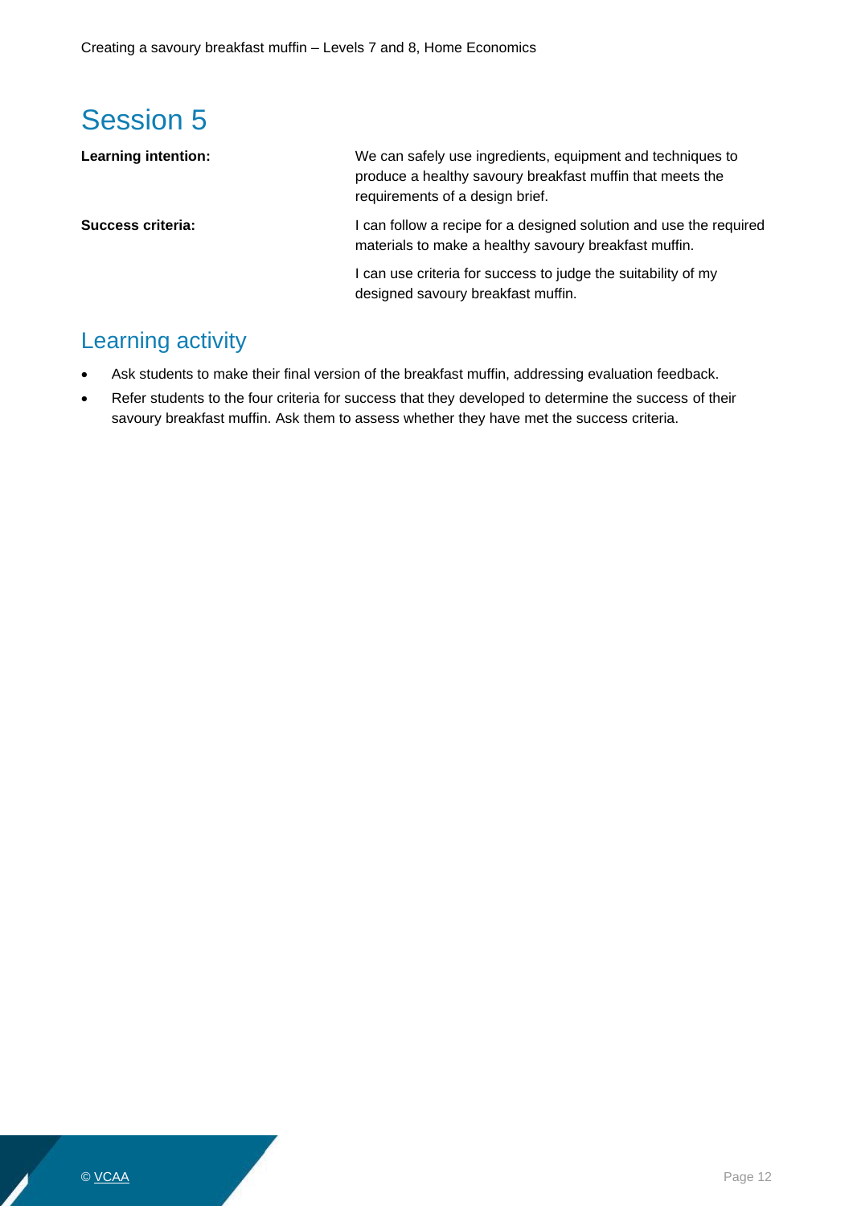# Session 5

| | |
|---|---|
| **Learning intention:** | We can safely use ingredients, equipment and techniques to produce a healthy savoury breakfast muffin that meets the requirements of a design brief. |
| **Success criteria:** | I can follow a recipe for a designed solution and use the required materials to make a healthy savoury breakfast muffin. |
| | I can use criteria for success to judge the suitability of my designed savoury breakfast muffin. |

## Learning activity

- Ask students to make their final version of the breakfast muffin, addressing evaluation feedback.
- Refer students to the four criteria for success that they developed to determine the success of their savoury breakfast muffin. Ask them to assess whether they have met the success criteria.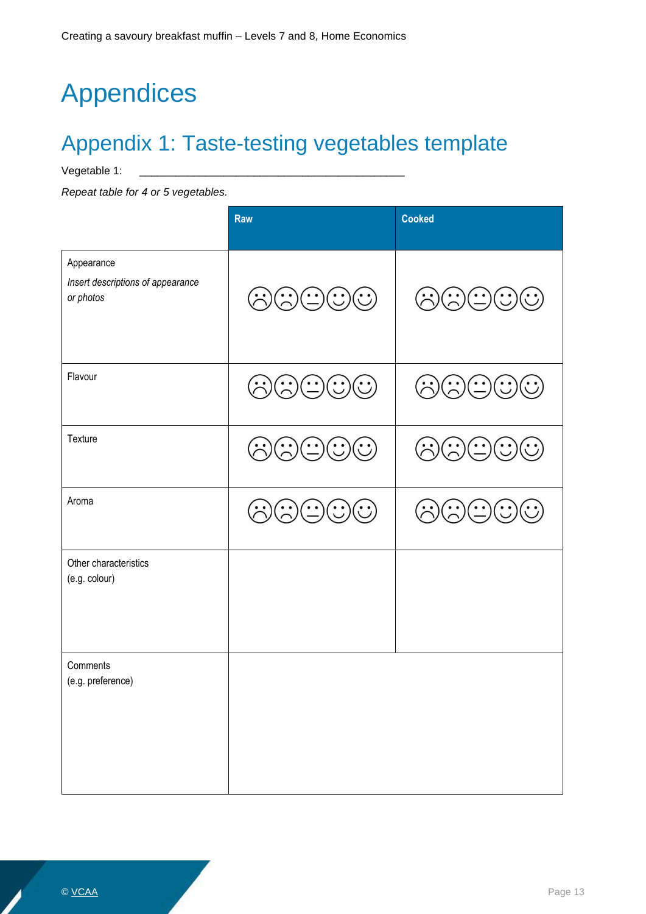# Appendices

## Appendix 1: Taste-testing vegetables template

Vegetable 1: ________________________________________

*Repeat table for 4 or 5 vegetables.*

| | Raw | Cooked |
|---|---|---|
| Appearance<br>*Insert descriptions of appearance or photos* | ☹☹😐☺☺ | ☹☹😐☺☺ |
| Flavour | ☹☹😐☺☺ | ☹☹😐☺☺ |
| Texture | ☹☹😐☺☺ | ☹☹😐☺☺ |
| Aroma | ☹☹😐☺☺ | ☹☹😐☺☺ |
| Other characteristics<br>(e.g. colour) | | |
| Comments<br>(e.g. preference) | | |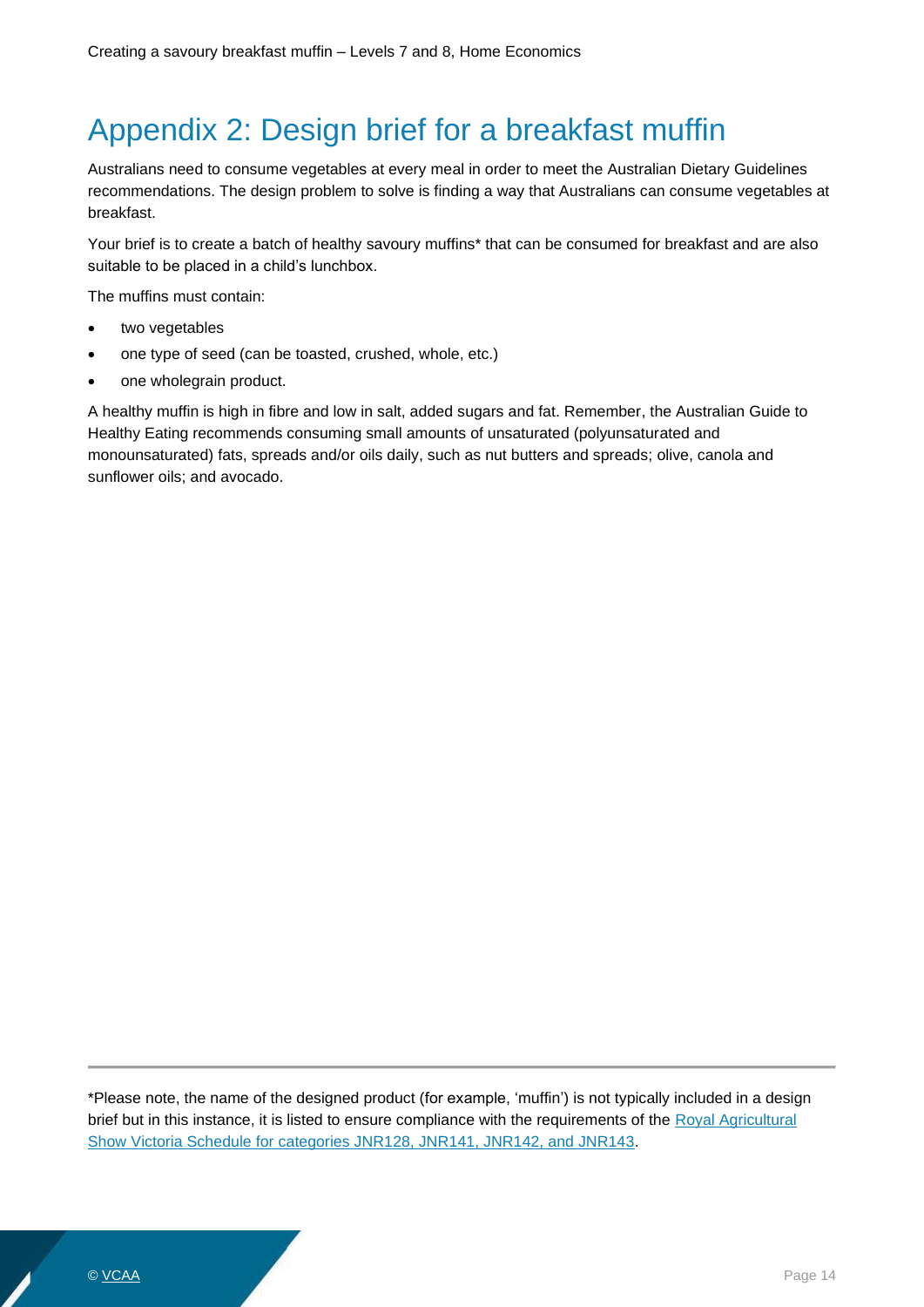# Appendix 2: Design brief for a breakfast muffin

Australians need to consume vegetables at every meal in order to meet the Australian Dietary Guidelines recommendations. The design problem to solve is finding a way that Australians can consume vegetables at breakfast.

Your brief is to create a batch of healthy savoury muffins* that can be consumed for breakfast and are also suitable to be placed in a child's lunchbox.

The muffins must contain:

- two vegetables
- one type of seed (can be toasted, crushed, whole, etc.)
- one wholegrain product.

A healthy muffin is high in fibre and low in salt, added sugars and fat. Remember, the Australian Guide to Healthy Eating recommends consuming small amounts of unsaturated (polyunsaturated and monounsaturated) fats, spreads and/or oils daily, such as nut butters and spreads; olive, canola and sunflower oils; and avocado.

---

*Please note, the name of the designed product (for example, 'muffin') is not typically included in a design brief but in this instance, it is listed to ensure compliance with the requirements of the Royal Agricultural Show Victoria Schedule for categories JNR128, JNR141, JNR142, and JNR143.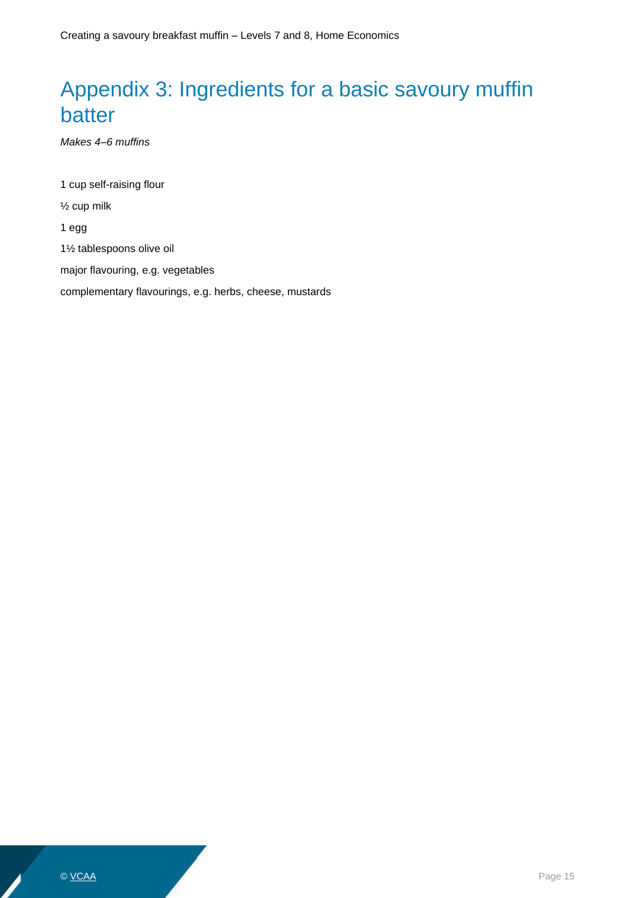# Appendix 3: Ingredients for a basic savoury muffin batter

*Makes 4–6 muffins*

1 cup self-raising flour

½ cup milk

1 egg

1½ tablespoons olive oil

major flavouring, e.g. vegetables

complementary flavourings, e.g. herbs, cheese, mustards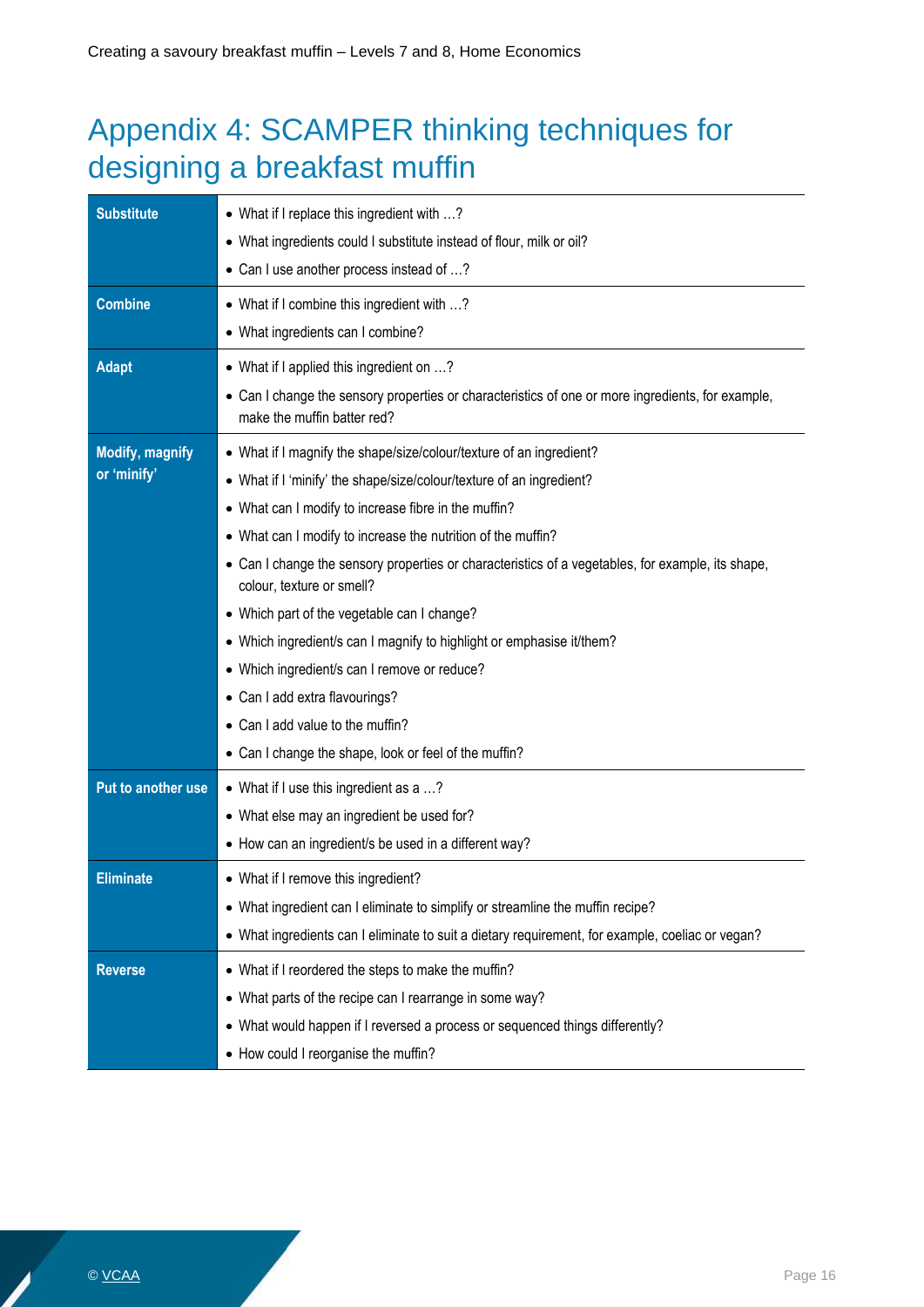# Appendix 4: SCAMPER thinking techniques for designing a breakfast muffin

| | |
|---|---|
| **Substitute** | • What if I replace this ingredient with …?<br>• What ingredients could I substitute instead of flour, milk or oil?<br>• Can I use another process instead of …? |
| **Combine** | • What if I combine this ingredient with …?<br>• What ingredients can I combine? |
| **Adapt** | • What if I applied this ingredient on …?<br>• Can I change the sensory properties or characteristics of one or more ingredients, for example, make the muffin batter red? |
| **Modify, magnify or 'minify'** | • What if I magnify the shape/size/colour/texture of an ingredient?<br>• What if I 'minify' the shape/size/colour/texture of an ingredient?<br>• What can I modify to increase fibre in the muffin?<br>• What can I modify to increase the nutrition of the muffin?<br>• Can I change the sensory properties or characteristics of a vegetables, for example, its shape, colour, texture or smell?<br>• Which part of the vegetable can I change?<br>• Which ingredient/s can I magnify to highlight or emphasise it/them?<br>• Which ingredient/s can I remove or reduce?<br>• Can I add extra flavourings?<br>• Can I add value to the muffin?<br>• Can I change the shape, look or feel of the muffin? |
| **Put to another use** | • What if I use this ingredient as a …?<br>• What else may an ingredient be used for?<br>• How can an ingredient/s be used in a different way? |
| **Eliminate** | • What if I remove this ingredient?<br>• What ingredient can I eliminate to simplify or streamline the muffin recipe?<br>• What ingredients can I eliminate to suit a dietary requirement, for example, coeliac or vegan? |
| **Reverse** | • What if I reordered the steps to make the muffin?<br>• What parts of the recipe can I rearrange in some way?<br>• What would happen if I reversed a process or sequenced things differently?<br>• How could I reorganise the muffin? |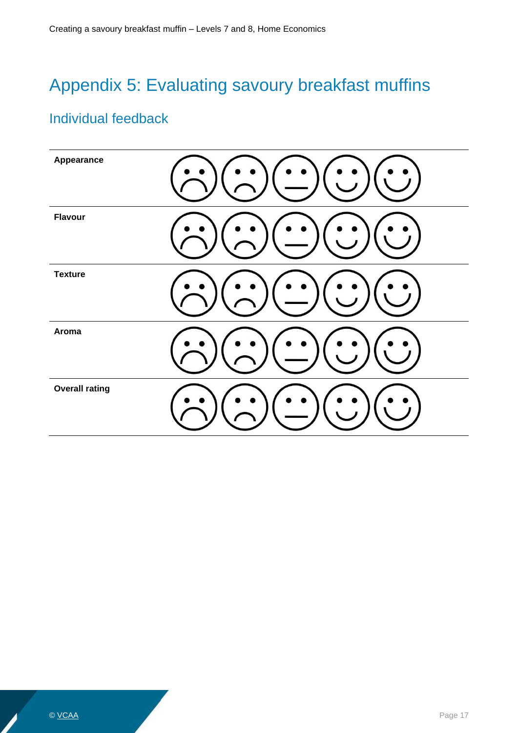# Appendix 5: Evaluating savoury breakfast muffins

## Individual feedback

| | | | | | |
|---|---|---|---|---|---|
| **Appearance** | ☹ | ☹ | 😐 | ☺ | ☺ |
| **Flavour** | ☹ | ☹ | 😐 | ☺ | ☺ |
| **Texture** | ☹ | ☹ | 😐 | ☺ | ☺ |
| **Aroma** | ☹ | ☹ | 😐 | ☺ | ☺ |
| **Overall rating** | ☹ | ☹ | 😐 | ☺ | ☺ |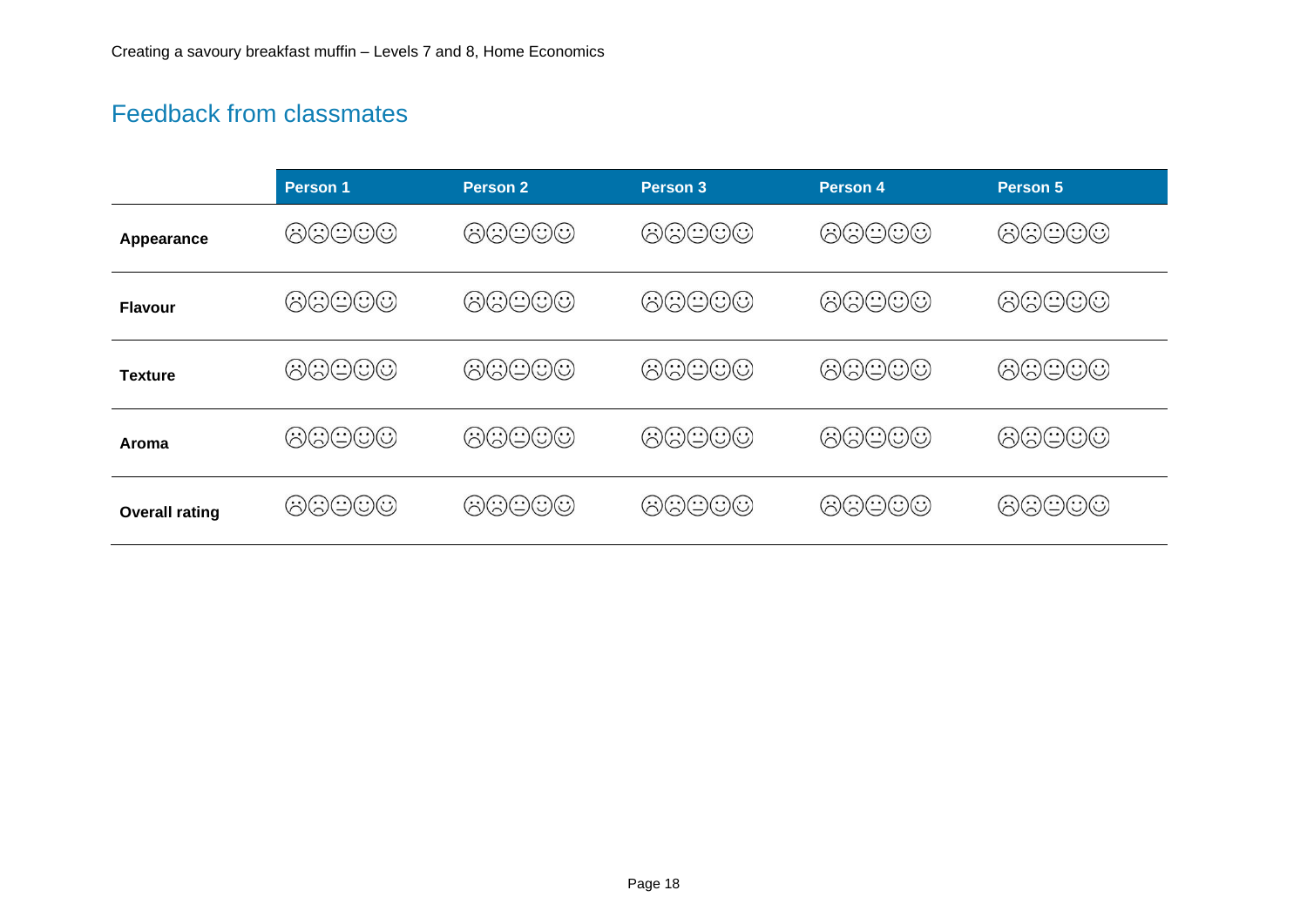## Feedback from classmates

| | Person 1 | Person 2 | Person 3 | Person 4 | Person 5 |
|---|---|---|---|---|---|
| **Appearance** | ☹☹😐☺☺ | ☹☹😐☺☺ | ☹☹😐☺☺ | ☹☹😐☺☺ | ☹☹😐☺☺ |
| **Flavour** | ☹☹😐☺☺ | ☹☹😐☺☺ | ☹☹😐☺☺ | ☹☹😐☺☺ | ☹☹😐☺☺ |
| **Texture** | ☹☹😐☺☺ | ☹☹😐☺☺ | ☹☹😐☺☺ | ☹☹😐☺☺ | ☹☹😐☺☺ |
| **Aroma** | ☹☹😐☺☺ | ☹☹😐☺☺ | ☹☹😐☺☺ | ☹☹😐☺☺ | ☹☹😐☺☺ |
| **Overall rating** | ☹☹😐☺☺ | ☹☹😐☺☺ | ☹☹😐☺☺ | ☹☹😐☺☺ | ☹☹😐☺☺ |